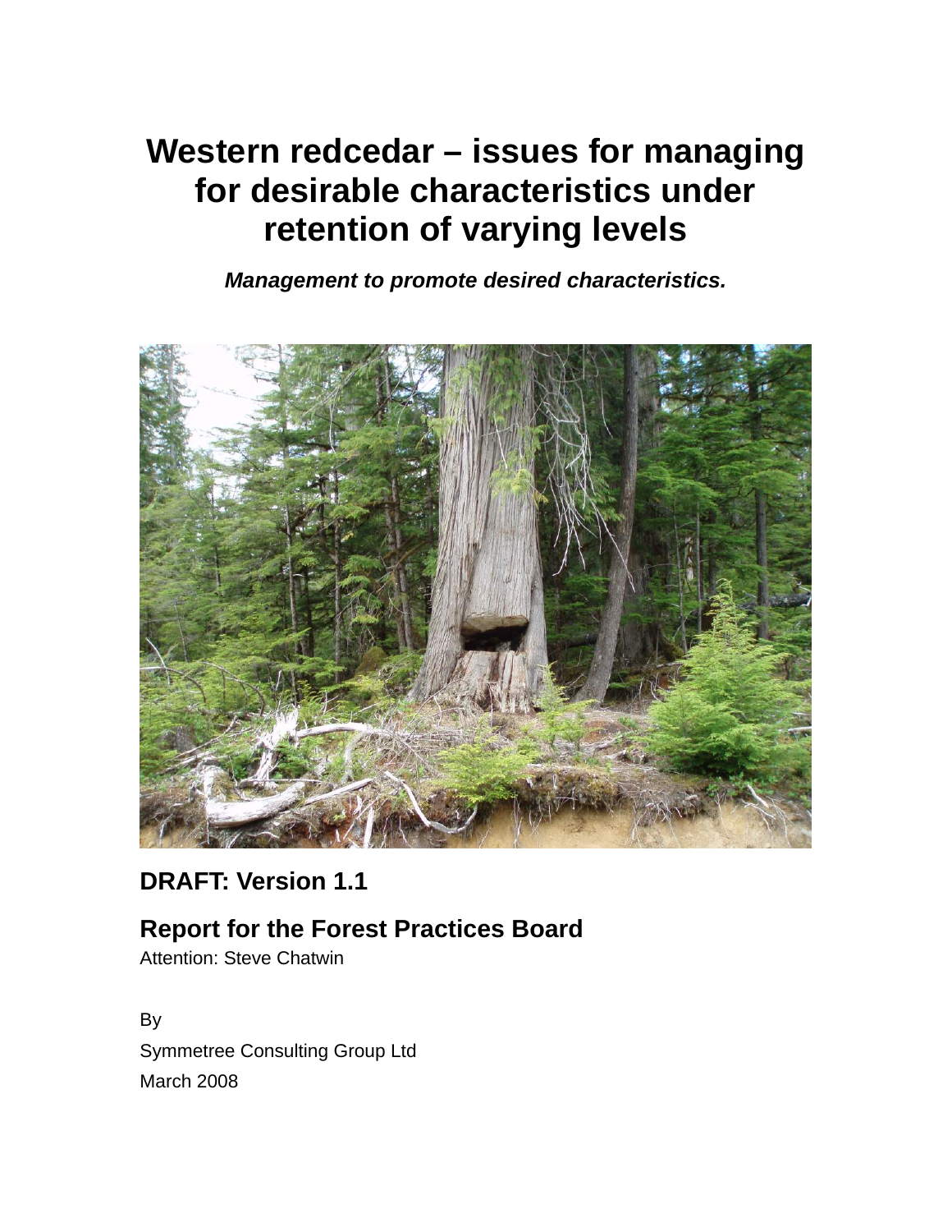# Western redcedar – issues for managing for desirable characteristics under retention of varying levels

***Management to promote desired characteristics.***

## DRAFT: Version 1.1

## Report for the Forest Practices Board

Attention: Steve Chatwin

By

Symmetree Consulting Group Ltd

March 2008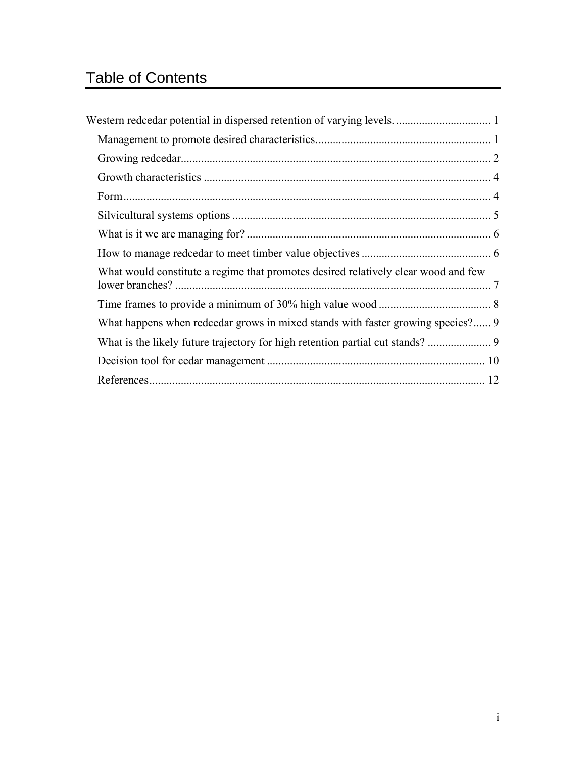# Table of Contents

Western redcedar potential in dispersed retention of varying levels. ................................. 1

- Management to promote desired characteristics. ........................................................... 1
- Growing redcedar. .......................................................................................................... 2
- Growth characteristics .................................................................................................. 4
- Form .............................................................................................................................. 4
- Silvicultural systems options ........................................................................................ 5
- What is it we are managing for? ................................................................................... 6
- How to manage redcedar to meet timber value objectives ............................................ 6
- What would constitute a regime that promotes desired relatively clear wood and few lower branches? ............................................................................................................ 7
- Time frames to provide a minimum of 30% high value wood ....................................... 8
- What happens when redcedar grows in mixed stands with faster growing species?...... 9
- What is the likely future trajectory for high retention partial cut stands? ...................... 9
- Decision tool for cedar management ........................................................................... 10
- References ................................................................................................................... 12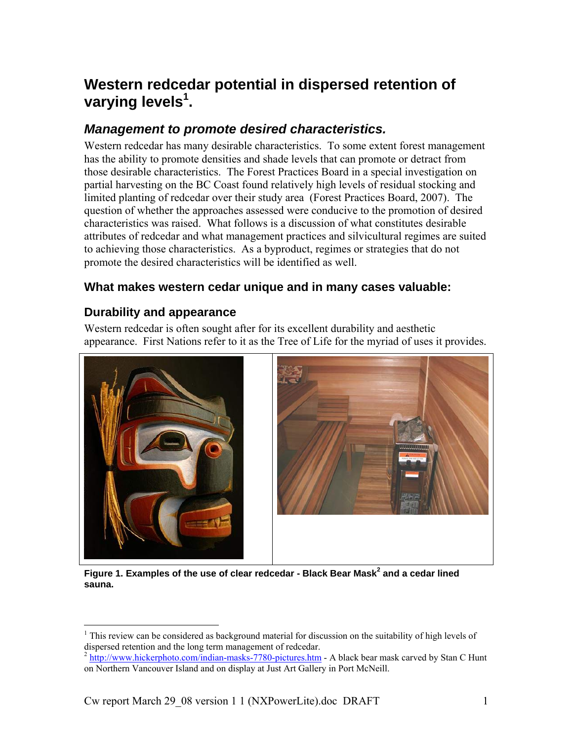# Western redcedar potential in dispersed retention of varying levels[1].

## *Management to promote desired characteristics.*

Western redcedar has many desirable characteristics. To some extent forest management has the ability to promote densities and shade levels that can promote or detract from those desirable characteristics. The Forest Practices Board in a special investigation on partial harvesting on the BC Coast found relatively high levels of residual stocking and limited planting of redcedar over their study area (Forest Practices Board, 2007). The question of whether the approaches assessed were conducive to the promotion of desired characteristics was raised. What follows is a discussion of what constitutes desirable attributes of redcedar and what management practices and silvicultural regimes are suited to achieving those characteristics. As a byproduct, regimes or strategies that do not promote the desired characteristics will be identified as well.

### What makes western cedar unique and in many cases valuable:

### Durability and appearance

Western redcedar is often sought after for its excellent durability and aesthetic appearance. First Nations refer to it as the Tree of Life for the myriad of uses it provides.

**Figure 1. Examples of the use of clear redcedar - Black Bear Mask[2] and a cedar lined sauna.**

[1] This review can be considered as background material for discussion on the suitability of high levels of dispersed retention and the long term management of redcedar.

[2] http://www.hickerphoto.com/indian-masks-7780-pictures.htm - A black bear mask carved by Stan C Hunt on Northern Vancouver Island and on display at Just Art Gallery in Port McNeill.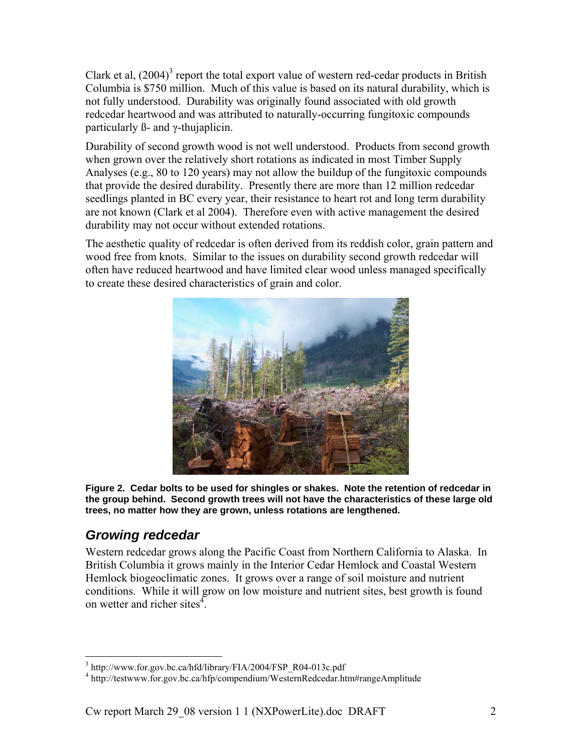Clark et al, (2004)[3] report the total export value of western red-cedar products in British Columbia is $750 million. Much of this value is based on its natural durability, which is not fully understood. Durability was originally found associated with old growth redcedar heartwood and was attributed to naturally-occurring fungitoxic compounds particularly ß- and γ-thujaplicin.

Durability of second growth wood is not well understood. Products from second growth when grown over the relatively short rotations as indicated in most Timber Supply Analyses (e.g., 80 to 120 years) may not allow the buildup of the fungitoxic compounds that provide the desired durability. Presently there are more than 12 million redcedar seedlings planted in BC every year, their resistance to heart rot and long term durability are not known (Clark et al 2004). Therefore even with active management the desired durability may not occur without extended rotations.

The aesthetic quality of redcedar is often derived from its reddish color, grain pattern and wood free from knots. Similar to the issues on durability second growth redcedar will often have reduced heartwood and have limited clear wood unless managed specifically to create these desired characteristics of grain and color.

**Figure 2. Cedar bolts to be used for shingles or shakes. Note the retention of redcedar in the group behind. Second growth trees will not have the characteristics of these large old trees, no matter how they are grown, unless rotations are lengthened.**

## *Growing redcedar*

Western redcedar grows along the Pacific Coast from Northern California to Alaska. In British Columbia it grows mainly in the Interior Cedar Hemlock and Coastal Western Hemlock biogeoclimatic zones. It grows over a range of soil moisture and nutrient conditions. While it will grow on low moisture and nutrient sites, best growth is found on wetter and richer sites[4].

[3] http://www.for.gov.bc.ca/hfd/library/FIA/2004/FSP_R04-013c.pdf

[4] http://testwww.for.gov.bc.ca/hfp/compendium/WesternRedcedar.htm#rangeAmplitude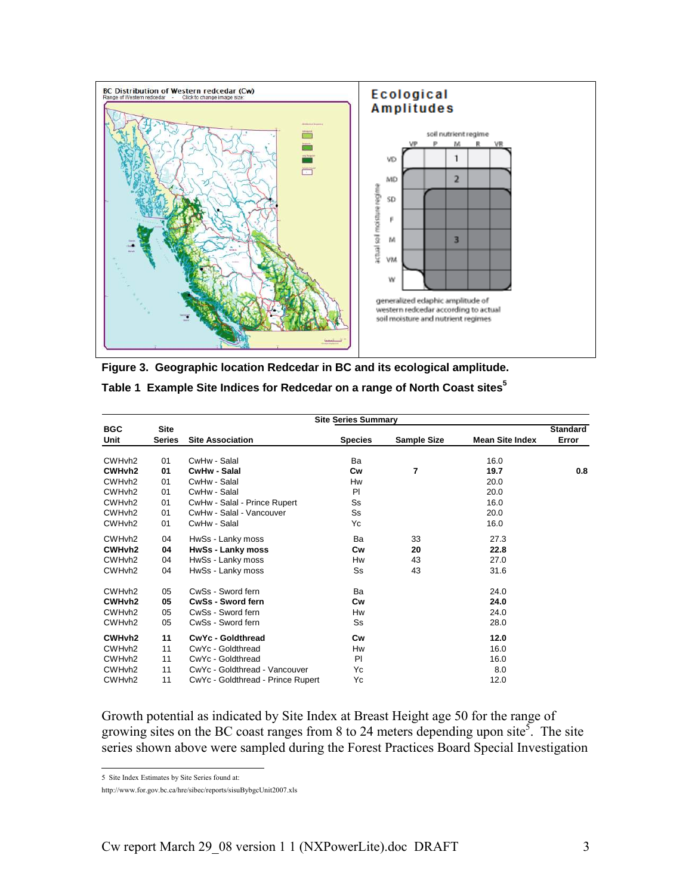**Figure 3. Geographic location Redcedar in BC and its ecological amplitude.**

**Table 1 Example Site Indices for Redcedar on a range of North Coast sites[5]**

| BGC Unit | Site Series | Site Association | Species | Sample Size | Mean Site Index | Standard Error |
|---|---|---|---|---|---|---|
| | | Site Series Summary | | | | |
| CWHvh2 | 01 | CwHw - Salal | Ba | | 16.0 | |
| **CWHvh2** | **01** | **CwHw - Salal** | **Cw** | **7** | **19.7** | **0.8** |
| CWHvh2 | 01 | CwHw - Salal | Hw | | 20.0 | |
| CWHvh2 | 01 | CwHw - Salal | Pl | | 20.0 | |
| CWHvh2 | 01 | CwHw - Salal - Prince Rupert | Ss | | 16.0 | |
| CWHvh2 | 01 | CwHw - Salal - Vancouver | Ss | | 20.0 | |
| CWHvh2 | 01 | CwHw - Salal | Yc | | 16.0 | |
| CWHvh2 | 04 | HwSs - Lanky moss | Ba | 33 | 27.3 | |
| **CWHvh2** | **04** | **HwSs - Lanky moss** | **Cw** | **20** | **22.8** | |
| CWHvh2 | 04 | HwSs - Lanky moss | Hw | 43 | 27.0 | |
| CWHvh2 | 04 | HwSs - Lanky moss | Ss | 43 | 31.6 | |
| CWHvh2 | 05 | CwSs - Sword fern | Ba | | 24.0 | |
| **CWHvh2** | **05** | **CwSs - Sword fern** | **Cw** | | **24.0** | |
| CWHvh2 | 05 | CwSs - Sword fern | Hw | | 24.0 | |
| CWHvh2 | 05 | CwSs - Sword fern | Ss | | 28.0 | |
| **CWHvh2** | **11** | **CwYc - Goldthread** | **Cw** | | **12.0** | |
| CWHvh2 | 11 | CwYc - Goldthread | Hw | | 16.0 | |
| CWHvh2 | 11 | CwYc - Goldthread | Pl | | 16.0 | |
| CWHvh2 | 11 | CwYc - Goldthread - Vancouver | Yc | | 8.0 | |
| CWHvh2 | 11 | CwYc - Goldthread - Prince Rupert | Yc | | 12.0 | |

Growth potential as indicated by Site Index at Breast Height age 50 for the range of growing sites on the BC coast ranges from 8 to 24 meters depending upon site[5]. The site series shown above were sampled during the Forest Practices Board Special Investigation

5 Site Index Estimates by Site Series found at:

http://www.for.gov.bc.ca/hre/sibec/reports/sisuBybgcUnit2007.xls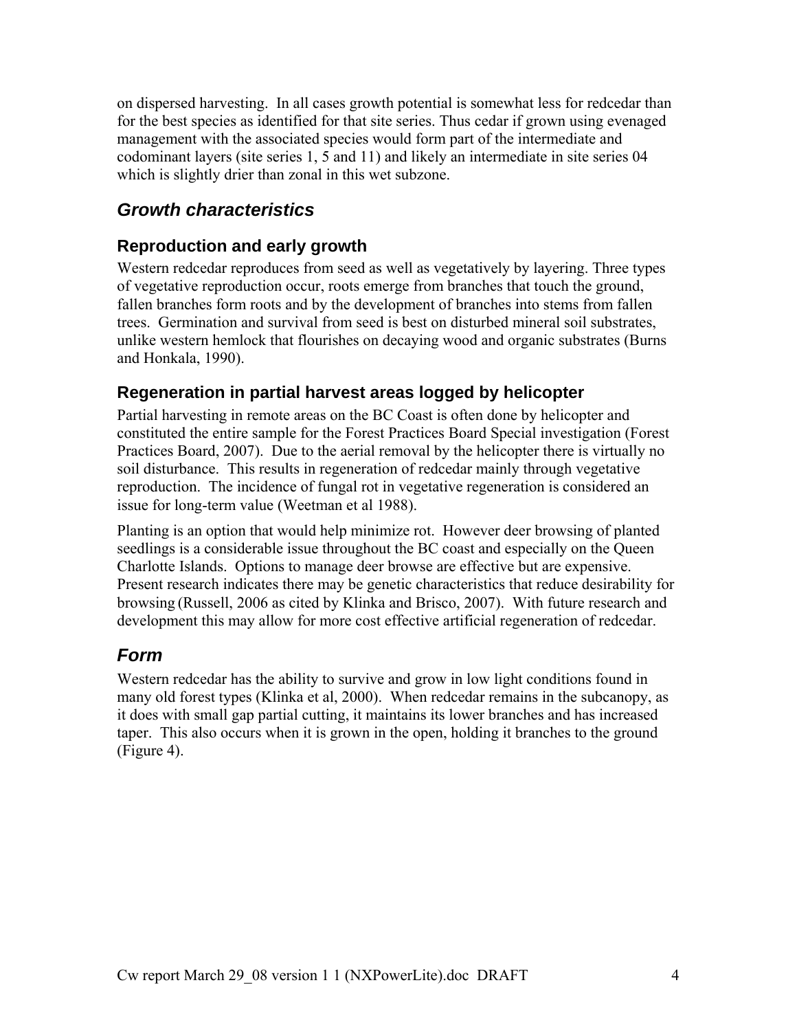on dispersed harvesting. In all cases growth potential is somewhat less for redcedar than for the best species as identified for that site series. Thus cedar if grown using evenaged management with the associated species would form part of the intermediate and codominant layers (site series 1, 5 and 11) and likely an intermediate in site series 04 which is slightly drier than zonal in this wet subzone.

## *Growth characteristics*

### Reproduction and early growth

Western redcedar reproduces from seed as well as vegetatively by layering. Three types of vegetative reproduction occur, roots emerge from branches that touch the ground, fallen branches form roots and by the development of branches into stems from fallen trees. Germination and survival from seed is best on disturbed mineral soil substrates, unlike western hemlock that flourishes on decaying wood and organic substrates (Burns and Honkala, 1990).

### Regeneration in partial harvest areas logged by helicopter

Partial harvesting in remote areas on the BC Coast is often done by helicopter and constituted the entire sample for the Forest Practices Board Special investigation (Forest Practices Board, 2007). Due to the aerial removal by the helicopter there is virtually no soil disturbance. This results in regeneration of redcedar mainly through vegetative reproduction. The incidence of fungal rot in vegetative regeneration is considered an issue for long-term value (Weetman et al 1988).

Planting is an option that would help minimize rot. However deer browsing of planted seedlings is a considerable issue throughout the BC coast and especially on the Queen Charlotte Islands. Options to manage deer browse are effective but are expensive. Present research indicates there may be genetic characteristics that reduce desirability for browsing (Russell, 2006 as cited by Klinka and Brisco, 2007). With future research and development this may allow for more cost effective artificial regeneration of redcedar.

## *Form*

Western redcedar has the ability to survive and grow in low light conditions found in many old forest types (Klinka et al, 2000). When redcedar remains in the subcanopy, as it does with small gap partial cutting, it maintains its lower branches and has increased taper. This also occurs when it is grown in the open, holding it branches to the ground (Figure 4).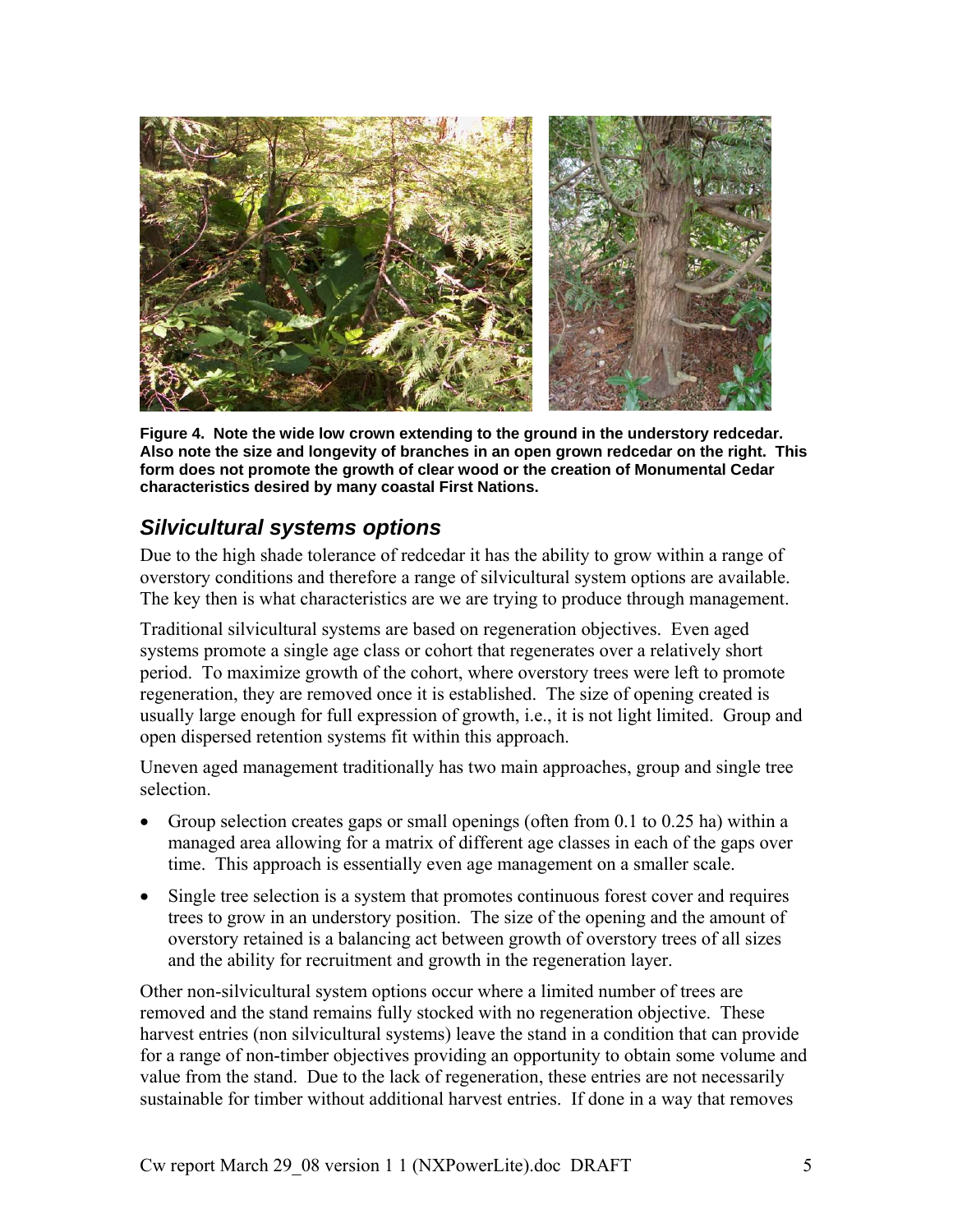**Figure 4. Note the wide low crown extending to the ground in the understory redcedar. Also note the size and longevity of branches in an open grown redcedar on the right. This form does not promote the growth of clear wood or the creation of Monumental Cedar characteristics desired by many coastal First Nations.**

## *Silvicultural systems options*

Due to the high shade tolerance of redcedar it has the ability to grow within a range of overstory conditions and therefore a range of silvicultural system options are available. The key then is what characteristics are we are trying to produce through management.

Traditional silvicultural systems are based on regeneration objectives. Even aged systems promote a single age class or cohort that regenerates over a relatively short period. To maximize growth of the cohort, where overstory trees were left to promote regeneration, they are removed once it is established. The size of opening created is usually large enough for full expression of growth, i.e., it is not light limited. Group and open dispersed retention systems fit within this approach.

Uneven aged management traditionally has two main approaches, group and single tree selection.

- Group selection creates gaps or small openings (often from 0.1 to 0.25 ha) within a managed area allowing for a matrix of different age classes in each of the gaps over time. This approach is essentially even age management on a smaller scale.
- Single tree selection is a system that promotes continuous forest cover and requires trees to grow in an understory position. The size of the opening and the amount of overstory retained is a balancing act between growth of overstory trees of all sizes and the ability for recruitment and growth in the regeneration layer.

Other non-silvicultural system options occur where a limited number of trees are removed and the stand remains fully stocked with no regeneration objective. These harvest entries (non silvicultural systems) leave the stand in a condition that can provide for a range of non-timber objectives providing an opportunity to obtain some volume and value from the stand. Due to the lack of regeneration, these entries are not necessarily sustainable for timber without additional harvest entries. If done in a way that removes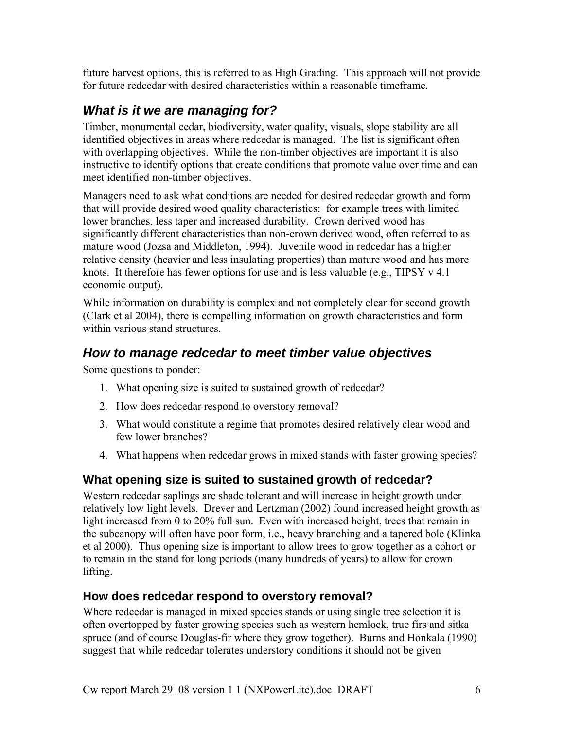future harvest options, this is referred to as High Grading. This approach will not provide for future redcedar with desired characteristics within a reasonable timeframe.

## *What is it we are managing for?*

Timber, monumental cedar, biodiversity, water quality, visuals, slope stability are all identified objectives in areas where redcedar is managed. The list is significant often with overlapping objectives. While the non-timber objectives are important it is also instructive to identify options that create conditions that promote value over time and can meet identified non-timber objectives.

Managers need to ask what conditions are needed for desired redcedar growth and form that will provide desired wood quality characteristics: for example trees with limited lower branches, less taper and increased durability. Crown derived wood has significantly different characteristics than non-crown derived wood, often referred to as mature wood (Jozsa and Middleton, 1994). Juvenile wood in redcedar has a higher relative density (heavier and less insulating properties) than mature wood and has more knots. It therefore has fewer options for use and is less valuable (e.g., TIPSY v 4.1 economic output).

While information on durability is complex and not completely clear for second growth (Clark et al 2004), there is compelling information on growth characteristics and form within various stand structures.

## *How to manage redcedar to meet timber value objectives*

Some questions to ponder:

1. What opening size is suited to sustained growth of redcedar?
2. How does redcedar respond to overstory removal?
3. What would constitute a regime that promotes desired relatively clear wood and few lower branches?
4. What happens when redcedar grows in mixed stands with faster growing species?

### What opening size is suited to sustained growth of redcedar?

Western redcedar saplings are shade tolerant and will increase in height growth under relatively low light levels. Drever and Lertzman (2002) found increased height growth as light increased from 0 to 20% full sun. Even with increased height, trees that remain in the subcanopy will often have poor form, i.e., heavy branching and a tapered bole (Klinka et al 2000). Thus opening size is important to allow trees to grow together as a cohort or to remain in the stand for long periods (many hundreds of years) to allow for crown lifting.

### How does redcedar respond to overstory removal?

Where redcedar is managed in mixed species stands or using single tree selection it is often overtopped by faster growing species such as western hemlock, true firs and sitka spruce (and of course Douglas-fir where they grow together). Burns and Honkala (1990) suggest that while redcedar tolerates understory conditions it should not be given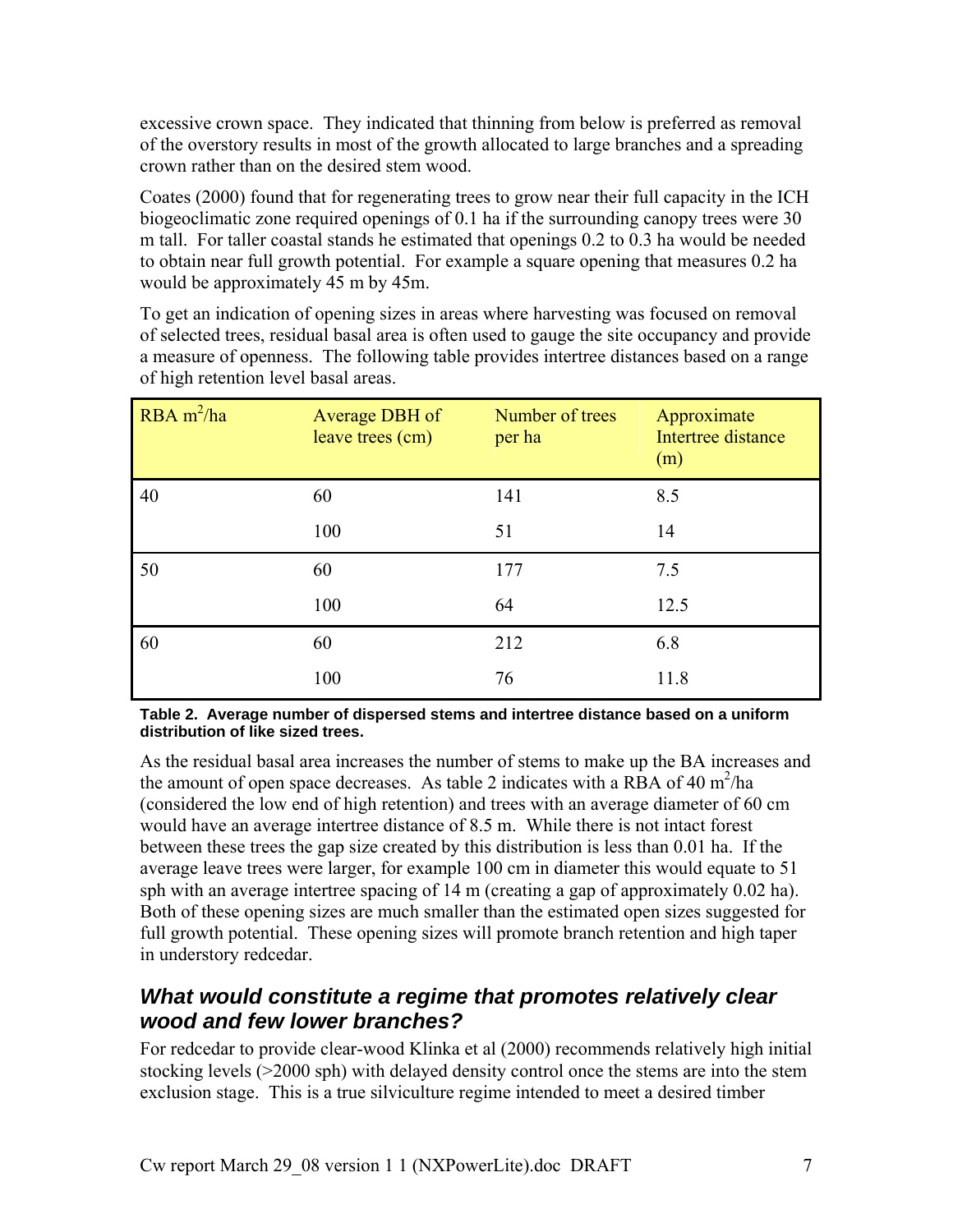excessive crown space. They indicated that thinning from below is preferred as removal of the overstory results in most of the growth allocated to large branches and a spreading crown rather than on the desired stem wood.

Coates (2000) found that for regenerating trees to grow near their full capacity in the ICH biogeoclimatic zone required openings of 0.1 ha if the surrounding canopy trees were 30 m tall. For taller coastal stands he estimated that openings 0.2 to 0.3 ha would be needed to obtain near full growth potential. For example a square opening that measures 0.2 ha would be approximately 45 m by 45m.

To get an indication of opening sizes in areas where harvesting was focused on removal of selected trees, residual basal area is often used to gauge the site occupancy and provide a measure of openness. The following table provides intertree distances based on a range of high retention level basal areas.

| RBA $m^2$/ha | Average DBH of leave trees (cm) | Number of trees per ha | Approximate Intertree distance (m) |
|---|---|---|---|
| 40 | 60 | 141 | 8.5 |
| | 100 | 51 | 14 |
| 50 | 60 | 177 | 7.5 |
| | 100 | 64 | 12.5 |
| 60 | 60 | 212 | 6.8 |
| | 100 | 76 | 11.8 |

**Table 2. Average number of dispersed stems and intertree distance based on a uniform distribution of like sized trees.**

As the residual basal area increases the number of stems to make up the BA increases and the amount of open space decreases. As table 2 indicates with a RBA of 40 $m^2$/ha (considered the low end of high retention) and trees with an average diameter of 60 cm would have an average intertree distance of 8.5 m. While there is not intact forest between these trees the gap size created by this distribution is less than 0.01 ha. If the average leave trees were larger, for example 100 cm in diameter this would equate to 51 sph with an average intertree spacing of 14 m (creating a gap of approximately 0.02 ha). Both of these opening sizes are much smaller than the estimated open sizes suggested for full growth potential. These opening sizes will promote branch retention and high taper in understory redcedar.

## *What would constitute a regime that promotes relatively clear wood and few lower branches?*

For redcedar to provide clear-wood Klinka et al (2000) recommends relatively high initial stocking levels (>2000 sph) with delayed density control once the stems are into the stem exclusion stage. This is a true silviculture regime intended to meet a desired timber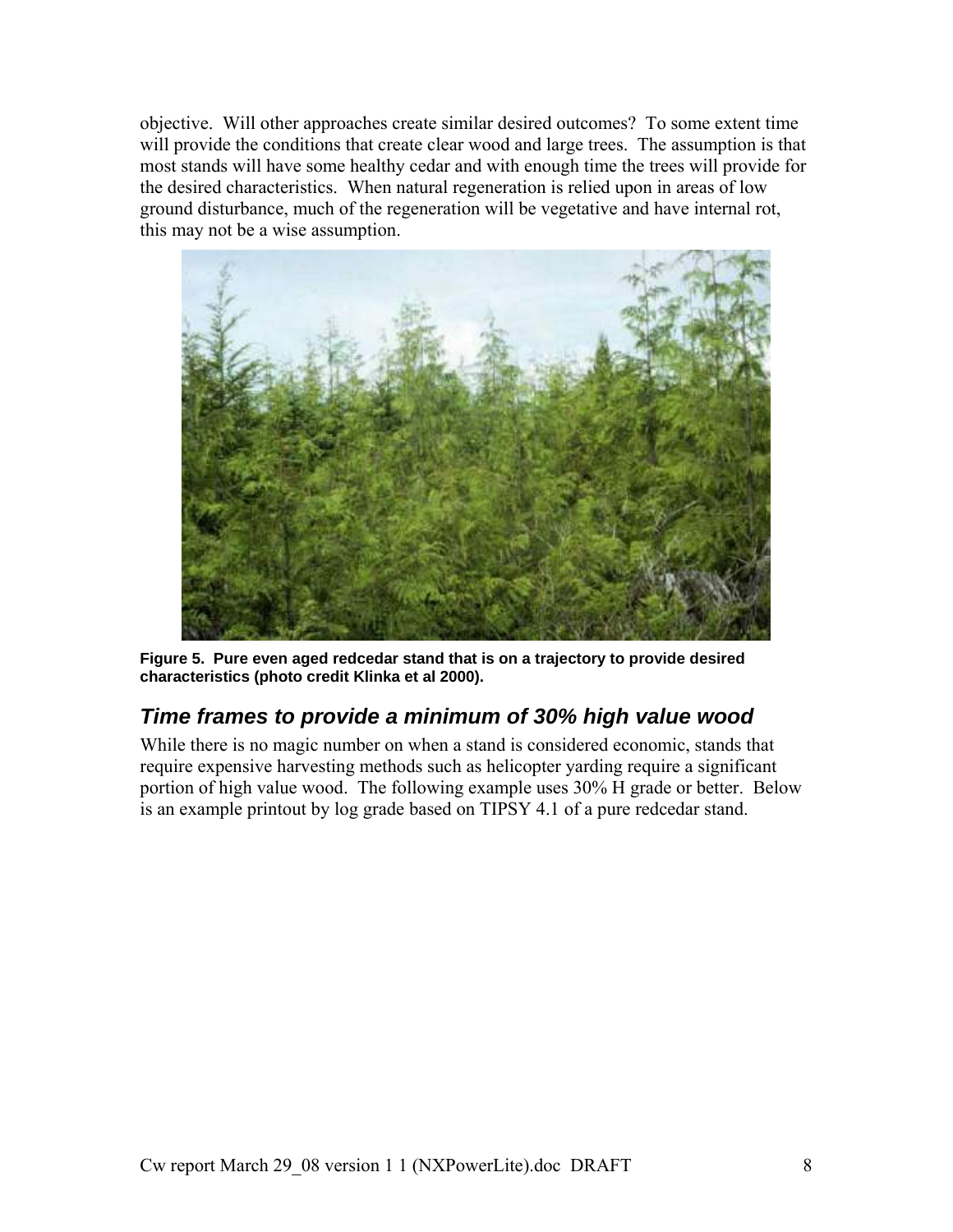objective. Will other approaches create similar desired outcomes? To some extent time will provide the conditions that create clear wood and large trees. The assumption is that most stands will have some healthy cedar and with enough time the trees will provide for the desired characteristics. When natural regeneration is relied upon in areas of low ground disturbance, much of the regeneration will be vegetative and have internal rot, this may not be a wise assumption.

**Figure 5. Pure even aged redcedar stand that is on a trajectory to provide desired characteristics (photo credit Klinka et al 2000).**

## *Time frames to provide a minimum of 30% high value wood*

While there is no magic number on when a stand is considered economic, stands that require expensive harvesting methods such as helicopter yarding require a significant portion of high value wood. The following example uses 30% H grade or better. Below is an example printout by log grade based on TIPSY 4.1 of a pure redcedar stand.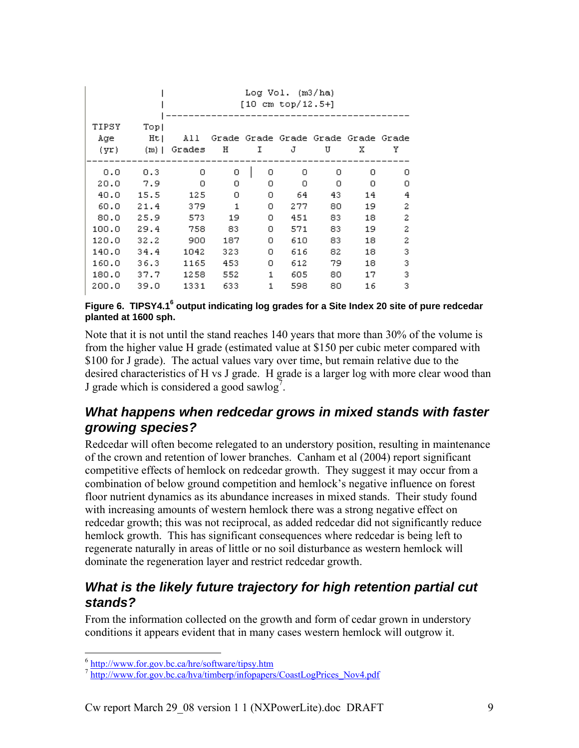| TIPSY Age (yr) | Top Ht (m) | Log Vol. (m3/ha) [10 cm top/12.5+] All Grades | Grade H | Grade I | Grade J | Grade U | Grade X | Grade Y |
|---|---|---|---|---|---|---|---|---|
| 0.0 | 0.3 | 0 | 0 | 0 | 0 | 0 | 0 | 0 |
| 20.0 | 7.9 | 0 | 0 | 0 | 0 | 0 | 0 | 0 |
| 40.0 | 15.5 | 125 | 0 | 0 | 64 | 43 | 14 | 4 |
| 60.0 | 21.4 | 379 | 1 | 0 | 277 | 80 | 19 | 2 |
| 80.0 | 25.9 | 573 | 19 | 0 | 451 | 83 | 18 | 2 |
| 100.0 | 29.4 | 758 | 83 | 0 | 571 | 83 | 19 | 2 |
| 120.0 | 32.2 | 900 | 187 | 0 | 610 | 83 | 18 | 2 |
| 140.0 | 34.4 | 1042 | 323 | 0 | 616 | 82 | 18 | 3 |
| 160.0 | 36.3 | 1165 | 453 | 0 | 612 | 79 | 18 | 3 |
| 180.0 | 37.7 | 1258 | 552 | 1 | 605 | 80 | 17 | 3 |
| 200.0 | 39.0 | 1331 | 633 | 1 | 598 | 80 | 16 | 3 |

**Figure 6. TIPSY4.1[6] output indicating log grades for a Site Index 20 site of pure redcedar planted at 1600 sph.**

Note that it is not until the stand reaches 140 years that more than 30% of the volume is from the higher value H grade (estimated value at $150 per cubic meter compared with $100 for J grade). The actual values vary over time, but remain relative due to the desired characteristics of H vs J grade. H grade is a larger log with more clear wood than J grade which is considered a good sawlog[7].

## *What happens when redcedar grows in mixed stands with faster growing species?*

Redcedar will often become relegated to an understory position, resulting in maintenance of the crown and retention of lower branches. Canham et al (2004) report significant competitive effects of hemlock on redcedar growth. They suggest it may occur from a combination of below ground competition and hemlock's negative influence on forest floor nutrient dynamics as its abundance increases in mixed stands. Their study found with increasing amounts of western hemlock there was a strong negative effect on redcedar growth; this was not reciprocal, as added redcedar did not significantly reduce hemlock growth. This has significant consequences where redcedar is being left to regenerate naturally in areas of little or no soil disturbance as western hemlock will dominate the regeneration layer and restrict redcedar growth.

## *What is the likely future trajectory for high retention partial cut stands?*

From the information collected on the growth and form of cedar grown in understory conditions it appears evident that in many cases western hemlock will outgrow it.

---

[6] http://www.for.gov.bc.ca/hre/software/tipsy.htm

[7] http://www.for.gov.bc.ca/hva/timberp/infopapers/CoastLogPrices_Nov4.pdf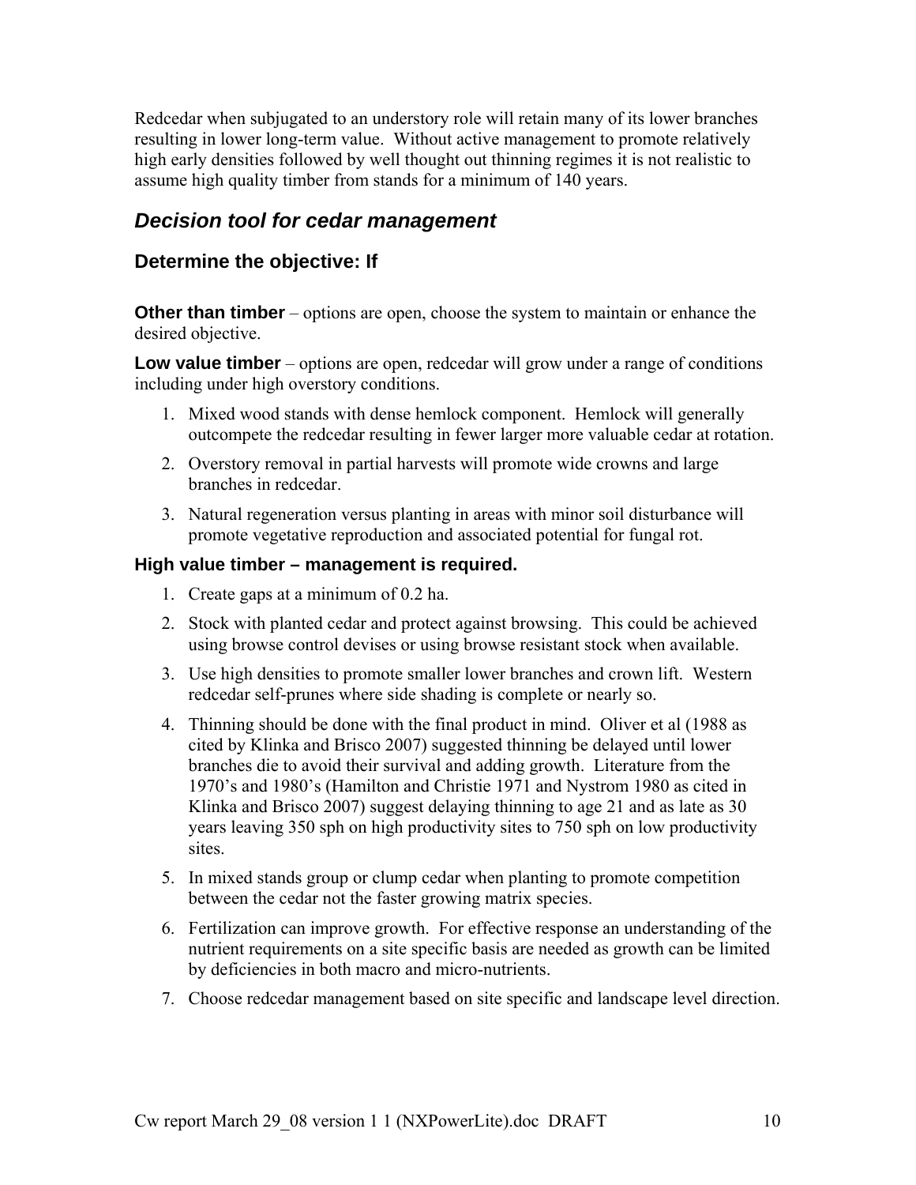Redcedar when subjugated to an understory role will retain many of its lower branches resulting in lower long-term value. Without active management to promote relatively high early densities followed by well thought out thinning regimes it is not realistic to assume high quality timber from stands for a minimum of 140 years.

## *Decision tool for cedar management*

### Determine the objective: If

**Other than timber** – options are open, choose the system to maintain or enhance the desired objective.

**Low value timber** – options are open, redcedar will grow under a range of conditions including under high overstory conditions.

1. Mixed wood stands with dense hemlock component. Hemlock will generally outcompete the redcedar resulting in fewer larger more valuable cedar at rotation.
2. Overstory removal in partial harvests will promote wide crowns and large branches in redcedar.
3. Natural regeneration versus planting in areas with minor soil disturbance will promote vegetative reproduction and associated potential for fungal rot.

#### High value timber – management is required.

1. Create gaps at a minimum of 0.2 ha.
2. Stock with planted cedar and protect against browsing. This could be achieved using browse control devises or using browse resistant stock when available.
3. Use high densities to promote smaller lower branches and crown lift. Western redcedar self-prunes where side shading is complete or nearly so.
4. Thinning should be done with the final product in mind. Oliver et al (1988 as cited by Klinka and Brisco 2007) suggested thinning be delayed until lower branches die to avoid their survival and adding growth. Literature from the 1970's and 1980's (Hamilton and Christie 1971 and Nystrom 1980 as cited in Klinka and Brisco 2007) suggest delaying thinning to age 21 and as late as 30 years leaving 350 sph on high productivity sites to 750 sph on low productivity sites.
5. In mixed stands group or clump cedar when planting to promote competition between the cedar not the faster growing matrix species.
6. Fertilization can improve growth. For effective response an understanding of the nutrient requirements on a site specific basis are needed as growth can be limited by deficiencies in both macro and micro-nutrients.
7. Choose redcedar management based on site specific and landscape level direction.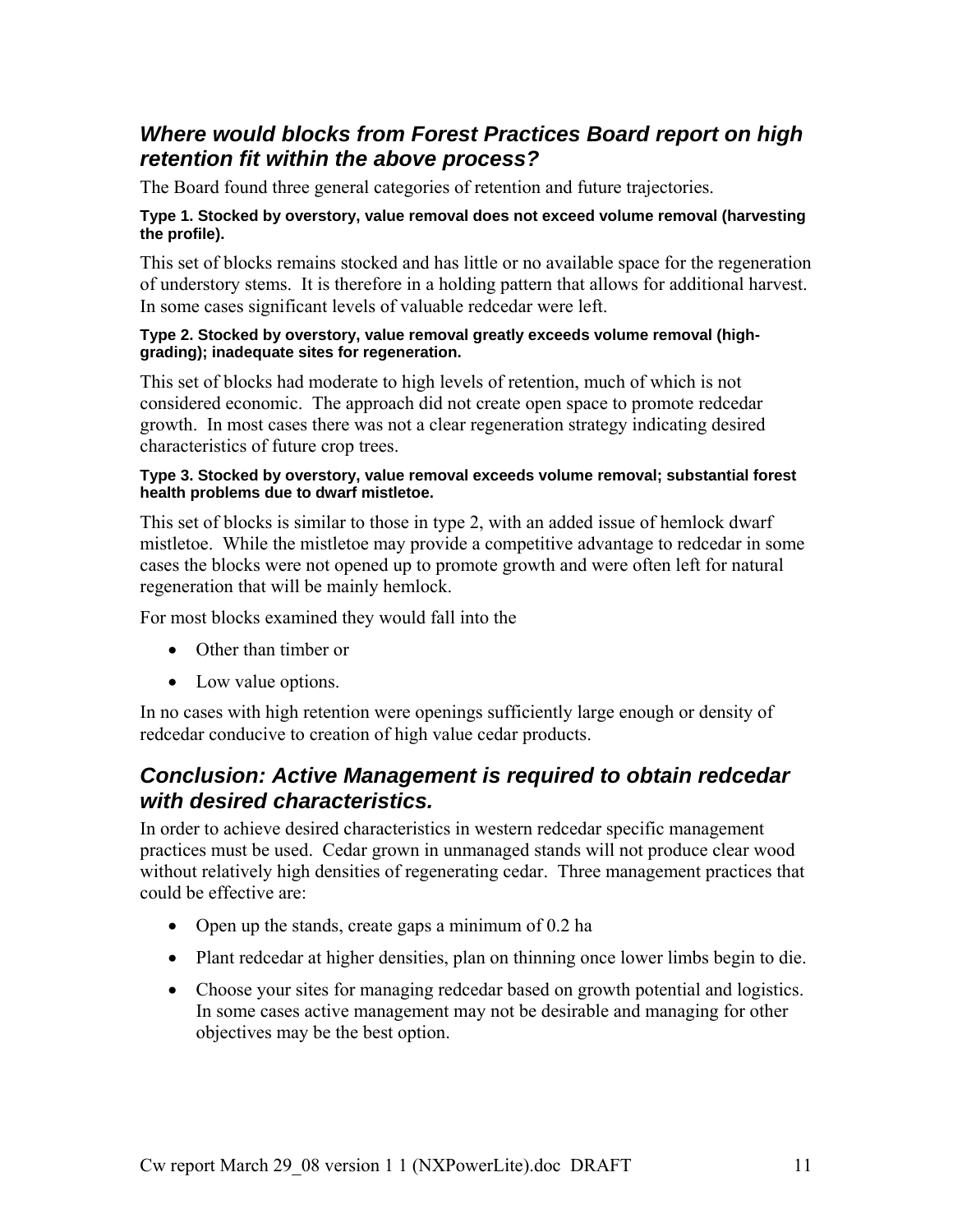## *Where would blocks from Forest Practices Board report on high retention fit within the above process?*

The Board found three general categories of retention and future trajectories.

**Type 1. Stocked by overstory, value removal does not exceed volume removal (harvesting the profile).**

This set of blocks remains stocked and has little or no available space for the regeneration of understory stems. It is therefore in a holding pattern that allows for additional harvest. In some cases significant levels of valuable redcedar were left.

**Type 2. Stocked by overstory, value removal greatly exceeds volume removal (high-grading); inadequate sites for regeneration.**

This set of blocks had moderate to high levels of retention, much of which is not considered economic. The approach did not create open space to promote redcedar growth. In most cases there was not a clear regeneration strategy indicating desired characteristics of future crop trees.

**Type 3. Stocked by overstory, value removal exceeds volume removal; substantial forest health problems due to dwarf mistletoe.**

This set of blocks is similar to those in type 2, with an added issue of hemlock dwarf mistletoe. While the mistletoe may provide a competitive advantage to redcedar in some cases the blocks were not opened up to promote growth and were often left for natural regeneration that will be mainly hemlock.

For most blocks examined they would fall into the

- Other than timber or
- Low value options.

In no cases with high retention were openings sufficiently large enough or density of redcedar conducive to creation of high value cedar products.

## *Conclusion: Active Management is required to obtain redcedar with desired characteristics.*

In order to achieve desired characteristics in western redcedar specific management practices must be used. Cedar grown in unmanaged stands will not produce clear wood without relatively high densities of regenerating cedar. Three management practices that could be effective are:

- Open up the stands, create gaps a minimum of 0.2 ha
- Plant redcedar at higher densities, plan on thinning once lower limbs begin to die.
- Choose your sites for managing redcedar based on growth potential and logistics. In some cases active management may not be desirable and managing for other objectives may be the best option.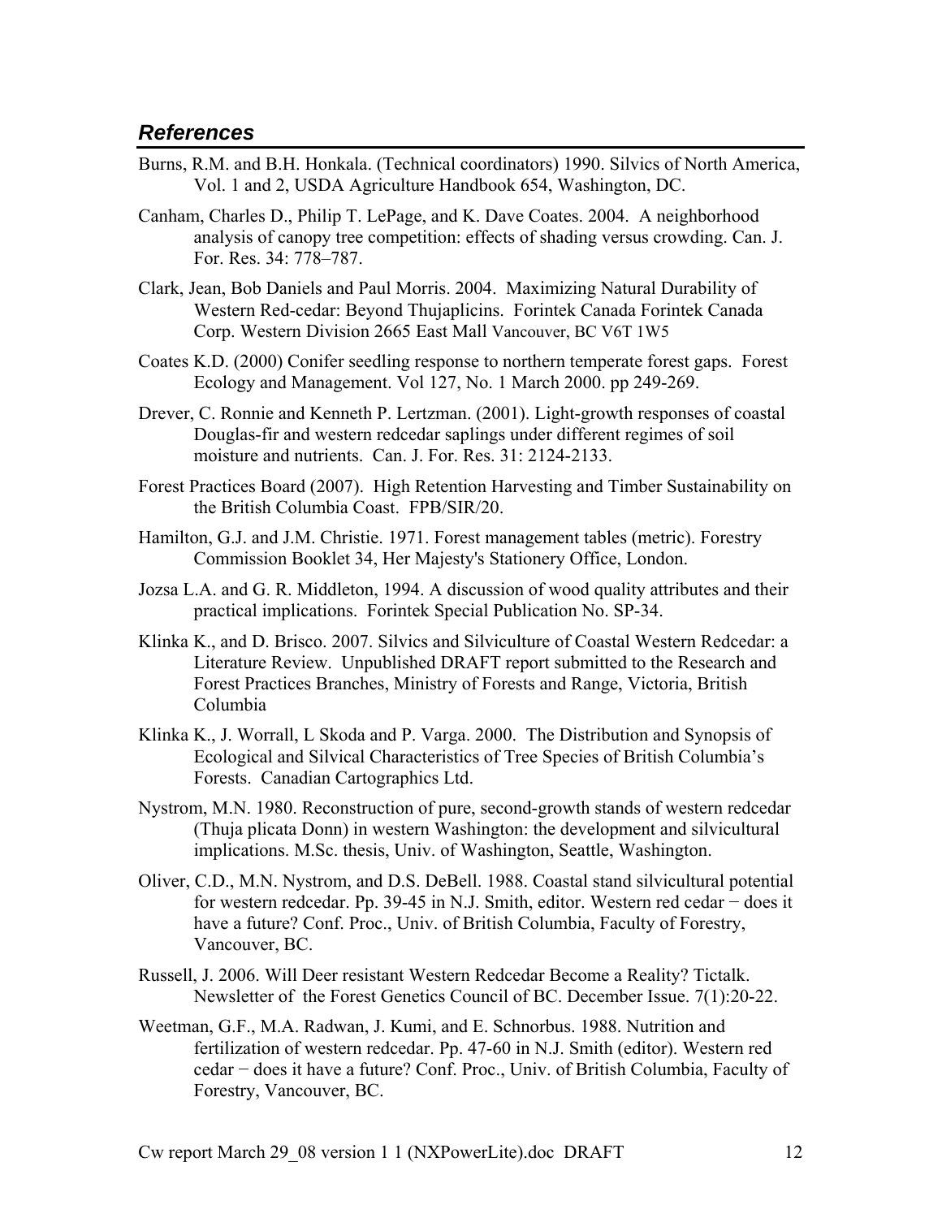## *References*

Burns, R.M. and B.H. Honkala. (Technical coordinators) 1990. Silvics of North America, Vol. 1 and 2, USDA Agriculture Handbook 654, Washington, DC.

Canham, Charles D., Philip T. LePage, and K. Dave Coates. 2004. A neighborhood analysis of canopy tree competition: effects of shading versus crowding. Can. J. For. Res. 34: 778–787.

Clark, Jean, Bob Daniels and Paul Morris. 2004. Maximizing Natural Durability of Western Red-cedar: Beyond Thujaplicins. Forintek Canada Forintek Canada Corp. Western Division 2665 East Mall Vancouver, BC V6T 1W5

Coates K.D. (2000) Conifer seedling response to northern temperate forest gaps. Forest Ecology and Management. Vol 127, No. 1 March 2000. pp 249-269.

Drever, C. Ronnie and Kenneth P. Lertzman. (2001). Light-growth responses of coastal Douglas-fir and western redcedar saplings under different regimes of soil moisture and nutrients. Can. J. For. Res. 31: 2124-2133.

Forest Practices Board (2007). High Retention Harvesting and Timber Sustainability on the British Columbia Coast. FPB/SIR/20.

Hamilton, G.J. and J.M. Christie. 1971. Forest management tables (metric). Forestry Commission Booklet 34, Her Majesty's Stationery Office, London.

Jozsa L.A. and G. R. Middleton, 1994. A discussion of wood quality attributes and their practical implications. Forintek Special Publication No. SP-34.

Klinka K., and D. Brisco. 2007. Silvics and Silviculture of Coastal Western Redcedar: a Literature Review. Unpublished DRAFT report submitted to the Research and Forest Practices Branches, Ministry of Forests and Range, Victoria, British Columbia

Klinka K., J. Worrall, L Skoda and P. Varga. 2000. The Distribution and Synopsis of Ecological and Silvical Characteristics of Tree Species of British Columbia's Forests. Canadian Cartographics Ltd.

Nystrom, M.N. 1980. Reconstruction of pure, second-growth stands of western redcedar (Thuja plicata Donn) in western Washington: the development and silvicultural implications. M.Sc. thesis, Univ. of Washington, Seattle, Washington.

Oliver, C.D., M.N. Nystrom, and D.S. DeBell. 1988. Coastal stand silvicultural potential for western redcedar. Pp. 39-45 in N.J. Smith, editor. Western red cedar − does it have a future? Conf. Proc., Univ. of British Columbia, Faculty of Forestry, Vancouver, BC.

Russell, J. 2006. Will Deer resistant Western Redcedar Become a Reality? Tictalk. Newsletter of the Forest Genetics Council of BC. December Issue. 7(1):20-22.

Weetman, G.F., M.A. Radwan, J. Kumi, and E. Schnorbus. 1988. Nutrition and fertilization of western redcedar. Pp. 47-60 in N.J. Smith (editor). Western red cedar − does it have a future? Conf. Proc., Univ. of British Columbia, Faculty of Forestry, Vancouver, BC.